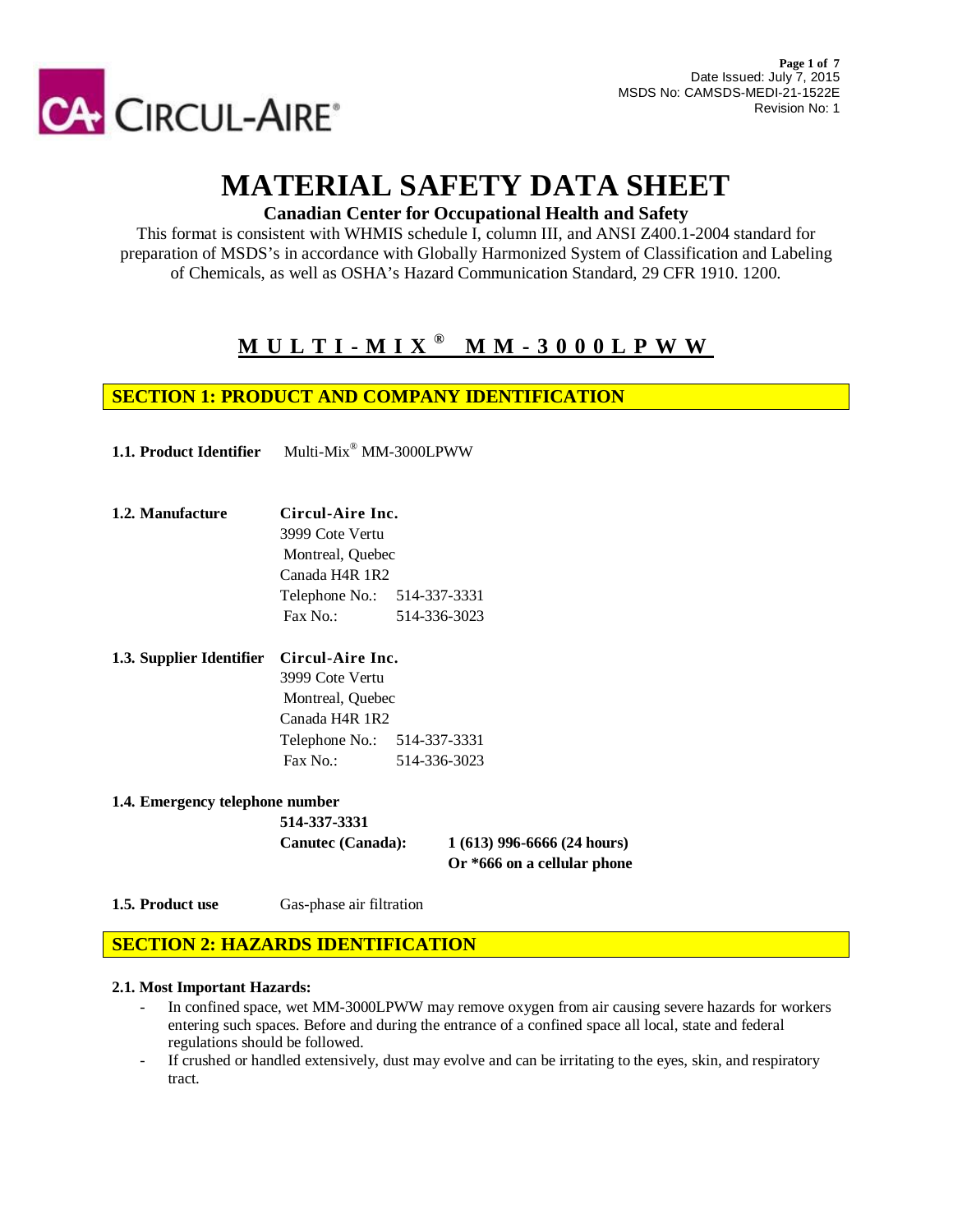CIRCUL-AIRE®

Date Issued: July 7, 2015
MSDS No: CAMSDS-MEDI-21-1522E
Revision No: 1

# MATERIAL SAFETY DATA SHEET

**Canadian Center for Occupational Health and Safety**

This format is consistent with WHMIS schedule I, column III, and ANSI Z400.1-2004 standard for preparation of MSDS's in accordance with Globally Harmonized System of Classification and Labeling of Chemicals, as well as OSHA's Hazard Communication Standard, 29 CFR 1910. 1200.

## MULTI-MIX® MM-3000LPWW

## SECTION 1: PRODUCT AND COMPANY IDENTIFICATION

**1.1. Product Identifier** Multi-Mix® MM-3000LPWW

**1.2. Manufacture**
**Circul-Aire Inc.**
3999 Cote Vertu
Montreal, Quebec
Canada H4R 1R2
Telephone No.: 514-337-3331
Fax No.: 514-336-3023

**1.3. Supplier Identifier**
**Circul-Aire Inc.**
3999 Cote Vertu
Montreal, Quebec
Canada H4R 1R2
Telephone No.: 514-337-3331
Fax No.: 514-336-3023

**1.4. Emergency telephone number**
**514-337-3331**
**Canutec (Canada):** **1 (613) 996-6666 (24 hours)**
**Or *666 on a cellular phone**

**1.5. Product use** Gas-phase air filtration

## SECTION 2: HAZARDS IDENTIFICATION

**2.1. Most Important Hazards:**

- In confined space, wet MM-3000LPWW may remove oxygen from air causing severe hazards for workers entering such spaces. Before and during the entrance of a confined space all local, state and federal regulations should be followed.
- If crushed or handled extensively, dust may evolve and can be irritating to the eyes, skin, and respiratory tract.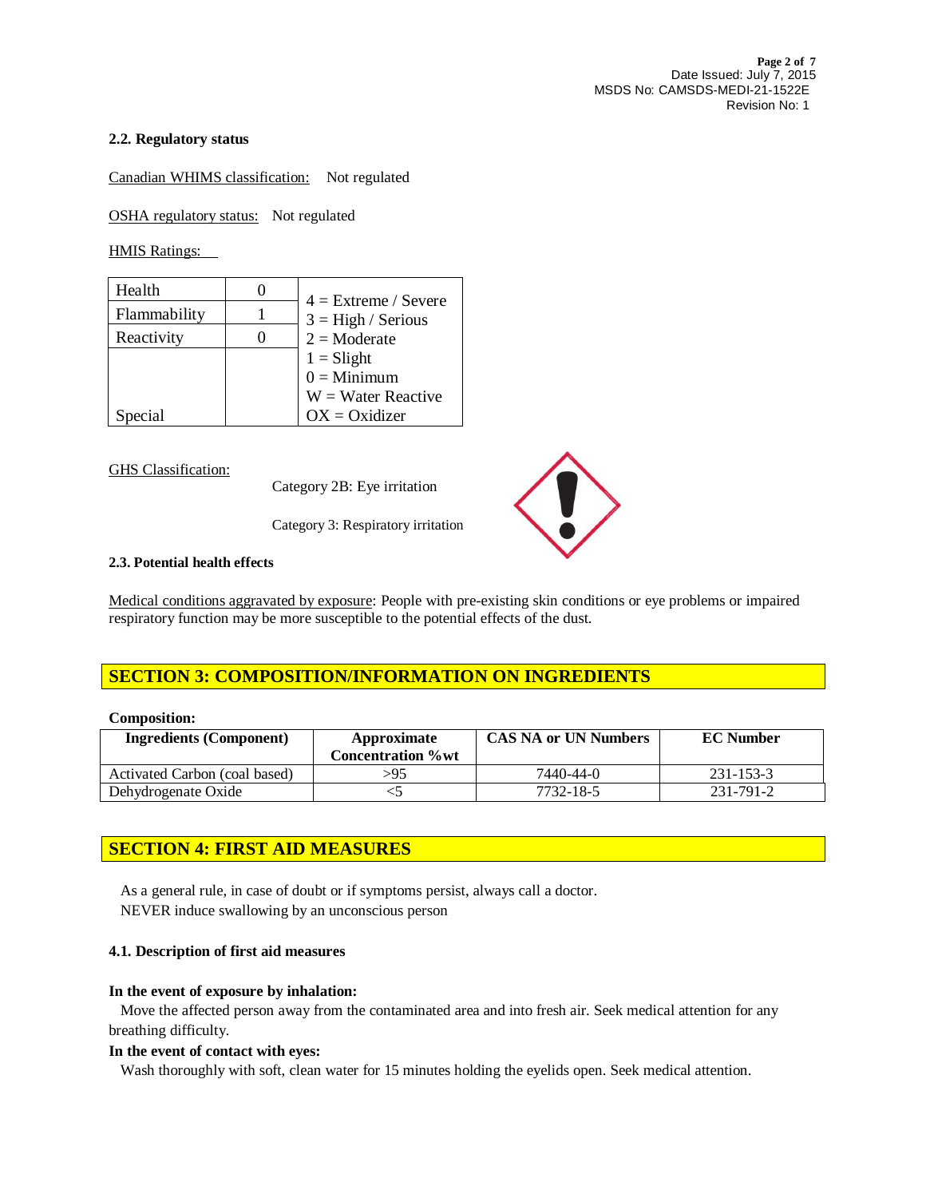**2.2. Regulatory status**

Canadian WHIMS classification: Not regulated

OSHA regulatory status: Not regulated

HMIS Ratings:

| | | |
|---|---|---|
| Health | 0 | 4 = Extreme / Severe |
| Flammability | 1 | 3 = High / Serious |
| Reactivity | 0 | 2 = Moderate |
| | | 1 = Slight |
| | | 0 = Minimum |
| | | W = Water Reactive |
| Special | | OX = Oxidizer |

GHS Classification:

Category 2B: Eye irritation

Category 3: Respiratory irritation

**2.3. Potential health effects**

Medical conditions aggravated by exposure: People with pre-existing skin conditions or eye problems or impaired respiratory function may be more susceptible to the potential effects of the dust.

## SECTION 3: COMPOSITION/INFORMATION ON INGREDIENTS

**Composition:**

| Ingredients (Component) | Approximate Concentration %wt | CAS NA or UN Numbers | EC Number |
|---|---|---|---|
| Activated Carbon (coal based) | >95 | 7440-44-0 | 231-153-3 |
| Dehydrogenate Oxide | <5 | 7732-18-5 | 231-791-2 |

## SECTION 4: FIRST AID MEASURES

As a general rule, in case of doubt or if symptoms persist, always call a doctor.
NEVER induce swallowing by an unconscious person

**4.1. Description of first aid measures**

**In the event of exposure by inhalation:**
Move the affected person away from the contaminated area and into fresh air. Seek medical attention for any breathing difficulty.

**In the event of contact with eyes:**
Wash thoroughly with soft, clean water for 15 minutes holding the eyelids open. Seek medical attention.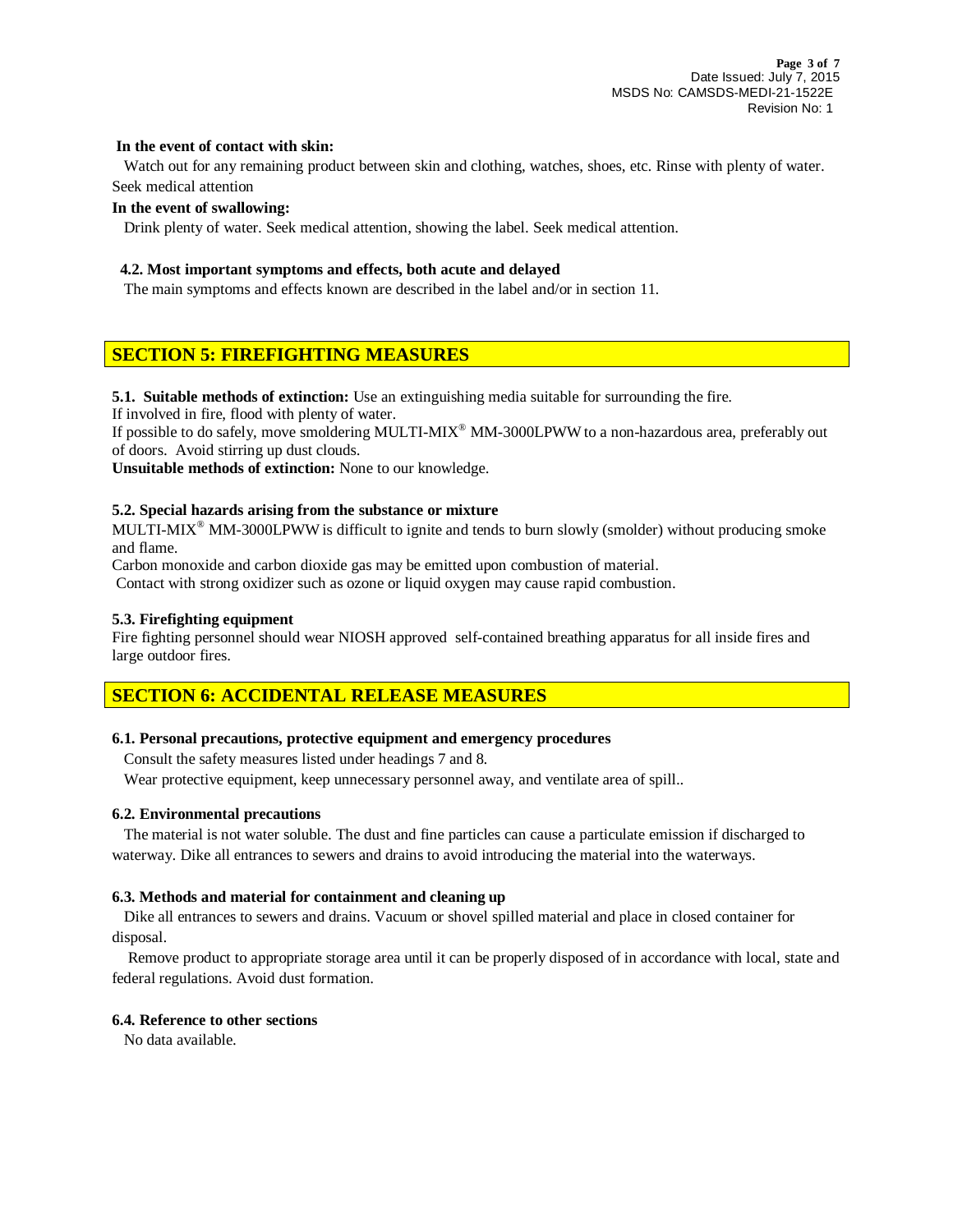**In the event of contact with skin:**

Watch out for any remaining product between skin and clothing, watches, shoes, etc. Rinse with plenty of water. Seek medical attention

**In the event of swallowing:**

Drink plenty of water. Seek medical attention, showing the label. Seek medical attention.

**4.2. Most important symptoms and effects, both acute and delayed**

The main symptoms and effects known are described in the label and/or in section 11.

## SECTION 5: FIREFIGHTING MEASURES

**5.1. Suitable methods of extinction:** Use an extinguishing media suitable for surrounding the fire.
If involved in fire, flood with plenty of water.
If possible to do safely, move smoldering MULTI-MIX® MM-3000LPWW to a non-hazardous area, preferably out of doors. Avoid stirring up dust clouds.
**Unsuitable methods of extinction:** None to our knowledge.

**5.2. Special hazards arising from the substance or mixture**

MULTI-MIX® MM-3000LPWW is difficult to ignite and tends to burn slowly (smolder) without producing smoke and flame.
Carbon monoxide and carbon dioxide gas may be emitted upon combustion of material.
Contact with strong oxidizer such as ozone or liquid oxygen may cause rapid combustion.

**5.3. Firefighting equipment**

Fire fighting personnel should wear NIOSH approved self-contained breathing apparatus for all inside fires and large outdoor fires.

## SECTION 6: ACCIDENTAL RELEASE MEASURES

**6.1. Personal precautions, protective equipment and emergency procedures**

Consult the safety measures listed under headings 7 and 8.
Wear protective equipment, keep unnecessary personnel away, and ventilate area of spill..

**6.2. Environmental precautions**

The material is not water soluble. The dust and fine particles can cause a particulate emission if discharged to waterway. Dike all entrances to sewers and drains to avoid introducing the material into the waterways.

**6.3. Methods and material for containment and cleaning up**

Dike all entrances to sewers and drains. Vacuum or shovel spilled material and place in closed container for disposal.

Remove product to appropriate storage area until it can be properly disposed of in accordance with local, state and federal regulations. Avoid dust formation.

**6.4. Reference to other sections**

No data available.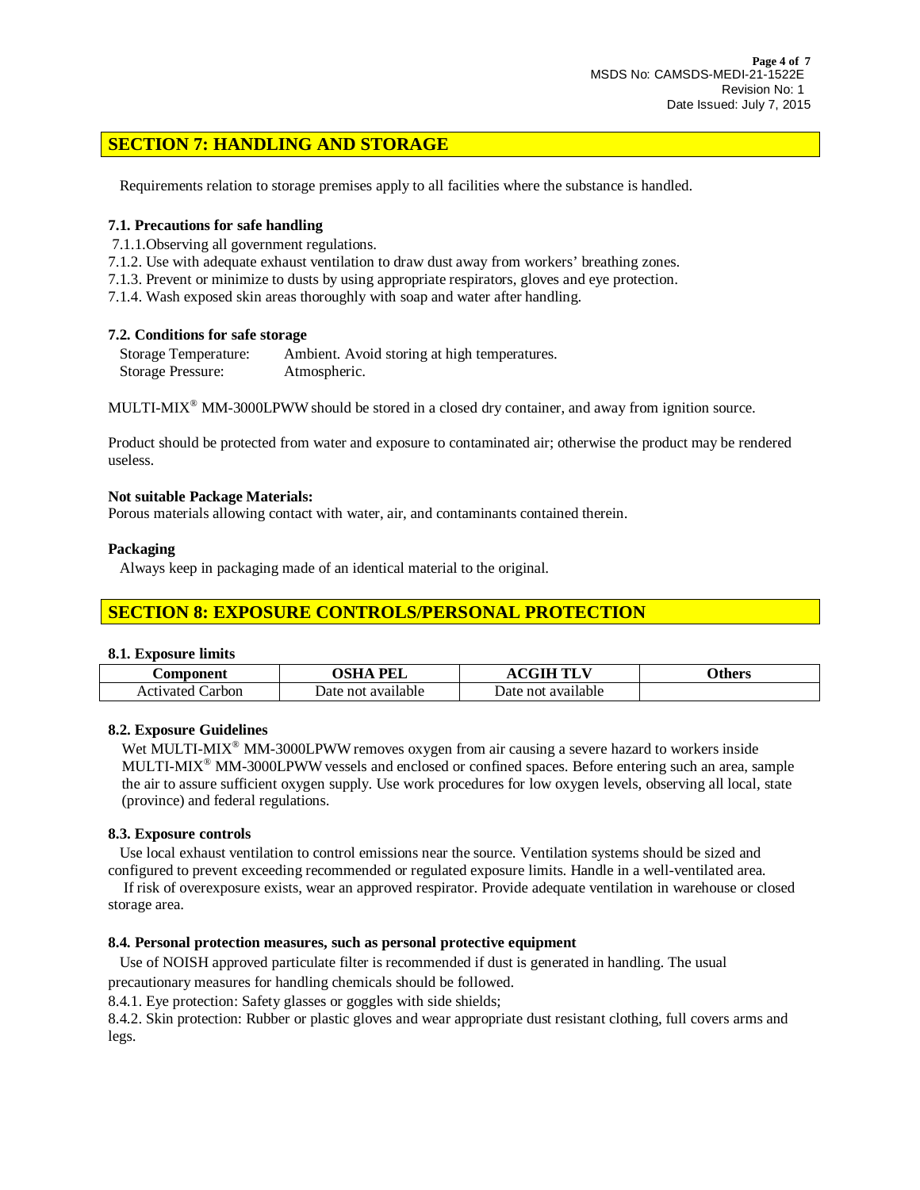## SECTION 7: HANDLING AND STORAGE

Requirements relation to storage premises apply to all facilities where the substance is handled.

### 7.1. Precautions for safe handling

7.1.1.Observing all government regulations.
7.1.2. Use with adequate exhaust ventilation to draw dust away from workers' breathing zones.
7.1.3. Prevent or minimize to dusts by using appropriate respirators, gloves and eye protection.
7.1.4. Wash exposed skin areas thoroughly with soap and water after handling.

### 7.2. Conditions for safe storage

Storage Temperature: Ambient. Avoid storing at high temperatures.
Storage Pressure: Atmospheric.

MULTI-MIX® MM-3000LPWW should be stored in a closed dry container, and away from ignition source.

Product should be protected from water and exposure to contaminated air; otherwise the product may be rendered useless.

**Not suitable Package Materials:**
Porous materials allowing contact with water, air, and contaminants contained therein.

**Packaging**
Always keep in packaging made of an identical material to the original.

## SECTION 8: EXPOSURE CONTROLS/PERSONAL PROTECTION

### 8.1. Exposure limits

| Component | OSHA PEL | ACGIH TLV | Others |
|---|---|---|---|
| Activated Carbon | Date not available | Date not available | |

### 8.2. Exposure Guidelines

Wet MULTI-MIX® MM-3000LPWW removes oxygen from air causing a severe hazard to workers inside MULTI-MIX® MM-3000LPWW vessels and enclosed or confined spaces. Before entering such an area, sample the air to assure sufficient oxygen supply. Use work procedures for low oxygen levels, observing all local, state (province) and federal regulations.

### 8.3. Exposure controls

Use local exhaust ventilation to control emissions near the source. Ventilation systems should be sized and configured to prevent exceeding recommended or regulated exposure limits. Handle in a well-ventilated area.
If risk of overexposure exists, wear an approved respirator. Provide adequate ventilation in warehouse or closed storage area.

### 8.4. Personal protection measures, such as personal protective equipment

Use of NOISH approved particulate filter is recommended if dust is generated in handling. The usual precautionary measures for handling chemicals should be followed.

8.4.1. Eye protection: Safety glasses or goggles with side shields;
8.4.2. Skin protection: Rubber or plastic gloves and wear appropriate dust resistant clothing, full covers arms and legs.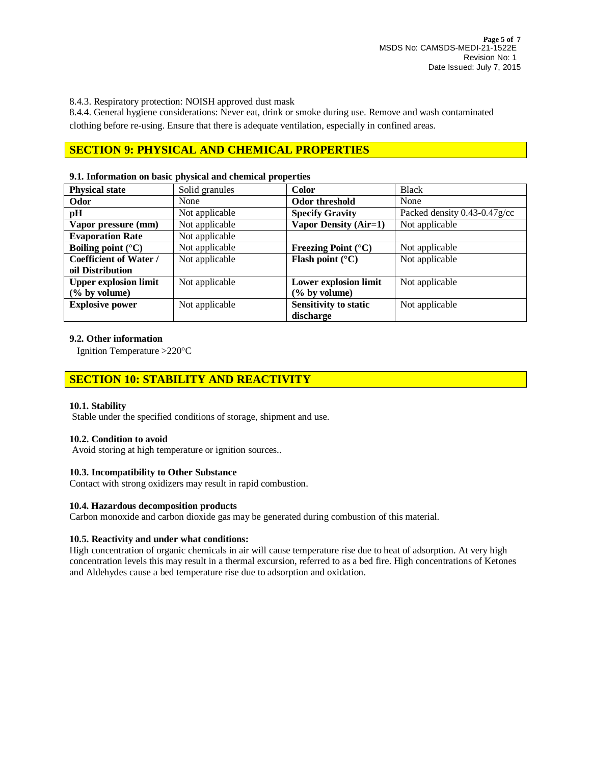8.4.3. Respiratory protection: NOISH approved dust mask

8.4.4. General hygiene considerations: Never eat, drink or smoke during use. Remove and wash contaminated clothing before re-using. Ensure that there is adequate ventilation, especially in confined areas.

## SECTION 9: PHYSICAL AND CHEMICAL PROPERTIES

### 9.1. Information on basic physical and chemical properties

| | | | |
|---|---|---|---|
| **Physical state** | Solid granules | **Color** | Black |
| **Odor** | None | **Odor threshold** | None |
| **pH** | Not applicable | **Specify Gravity** | Packed density 0.43-0.47g/cc |
| **Vapor pressure (mm)** | Not applicable | **Vapor Density (Air=1)** | Not applicable |
| **Evaporation Rate** | Not applicable | | |
| **Boiling point (°C)** | Not applicable | **Freezing Point (°C)** | Not applicable |
| **Coefficient of Water / oil Distribution** | Not applicable | **Flash point (°C)** | Not applicable |
| **Upper explosion limit (% by volume)** | Not applicable | **Lower explosion limit (% by volume)** | Not applicable |
| **Explosive power** | Not applicable | **Sensitivity to static discharge** | Not applicable |

### 9.2. Other information

Ignition Temperature >220°C

## SECTION 10: STABILITY AND REACTIVITY

### 10.1. Stability

Stable under the specified conditions of storage, shipment and use.

### 10.2. Condition to avoid

Avoid storing at high temperature or ignition sources..

### 10.3. Incompatibility to Other Substance

Contact with strong oxidizers may result in rapid combustion.

### 10.4. Hazardous decomposition products

Carbon monoxide and carbon dioxide gas may be generated during combustion of this material.

### 10.5. Reactivity and under what conditions:

High concentration of organic chemicals in air will cause temperature rise due to heat of adsorption. At very high concentration levels this may result in a thermal excursion, referred to as a bed fire. High concentrations of Ketones and Aldehydes cause a bed temperature rise due to adsorption and oxidation.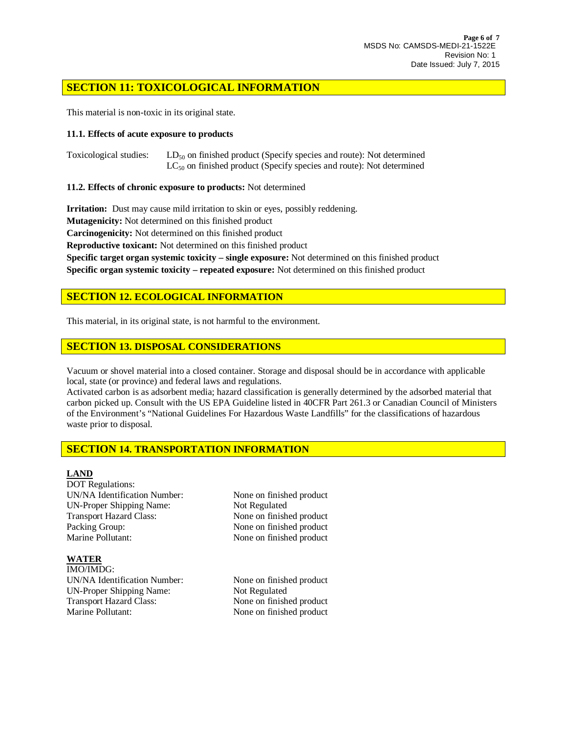## SECTION 11: TOXICOLOGICAL INFORMATION

This material is non-toxic in its original state.

### 11.1. Effects of acute exposure to products

Toxicological studies: $LD_{50}$ on finished product (Specify species and route): Not determined
$LC_{50}$ on finished product (Specify species and route): Not determined

**11.2. Effects of chronic exposure to products:** Not determined

**Irritation:** Dust may cause mild irritation to skin or eyes, possibly reddening.
**Mutagenicity:** Not determined on this finished product
**Carcinogenicity:** Not determined on this finished product
**Reproductive toxicant:** Not determined on this finished product
**Specific target organ systemic toxicity – single exposure:** Not determined on this finished product
**Specific organ systemic toxicity – repeated exposure:** Not determined on this finished product

## SECTION 12. ECOLOGICAL INFORMATION

This material, in its original state, is not harmful to the environment.

## SECTION 13. DISPOSAL CONSIDERATIONS

Vacuum or shovel material into a closed container. Storage and disposal should be in accordance with applicable local, state (or province) and federal laws and regulations.
Activated carbon is as adsorbent media; hazard classification is generally determined by the adsorbed material that carbon picked up. Consult with the US EPA Guideline listed in 40CFR Part 261.3 or Canadian Council of Ministers of the Environment's "National Guidelines For Hazardous Waste Landfills" for the classifications of hazardous waste prior to disposal.

## SECTION 14. TRANSPORTATION INFORMATION

**LAND**

DOT Regulations:

| | |
|---|---|
| UN/NA Identification Number: | None on finished product |
| UN-Proper Shipping Name: | Not Regulated |
| Transport Hazard Class: | None on finished product |
| Packing Group: | None on finished product |
| Marine Pollutant: | None on finished product |

**WATER**

IMO/IMDG:

| | |
|---|---|
| UN/NA Identification Number: | None on finished product |
| UN-Proper Shipping Name: | Not Regulated |
| Transport Hazard Class: | None on finished product |
| Marine Pollutant: | None on finished product |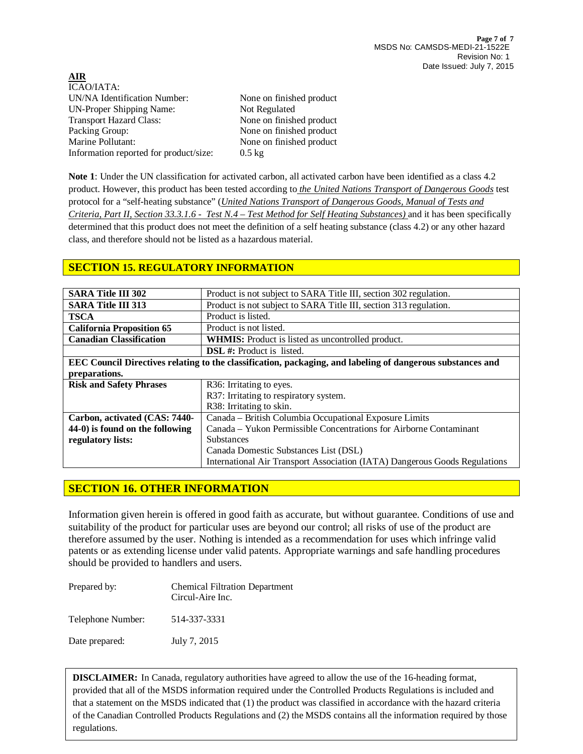**AIR**

ICAO/IATA:

| | |
|---|---|
| UN/NA Identification Number: | None on finished product |
| UN-Proper Shipping Name: | Not Regulated |
| Transport Hazard Class: | None on finished product |
| Packing Group: | None on finished product |
| Marine Pollutant: | None on finished product |
| Information reported for product/size: | 0.5 kg |

**Note 1**: Under the UN classification for activated carbon, all activated carbon have been identified as a class 4.2 product. However, this product has been tested according to *the United Nations Transport of Dangerous Goods* test protocol for a "self-heating substance" (*United Nations Transport of Dangerous Goods, Manual of Tests and Criteria, Part II, Section 33.3.1.6 - Test N.4 – Test Method for Self Heating Substances)* and it has been specifically determined that this product does not meet the definition of a self heating substance (class 4.2) or any other hazard class, and therefore should not be listed as a hazardous material.

## SECTION 15. REGULATORY INFORMATION

| | |
|---|---|
| **SARA Title III 302** | Product is not subject to SARA Title III, section 302 regulation. |
| **SARA Title III 313** | Product is not subject to SARA Title III, section 313 regulation. |
| **TSCA** | Product is listed. |
| **California Proposition 65** | Product is not listed. |
| **Canadian Classification** | **WHMIS:** Product is listed as uncontrolled product. |
| | **DSL #:** Product is listed. |
| **EEC Council Directives relating to the classification, packaging, and labeling of dangerous substances and preparations.** | |
| **Risk and Safety Phrases** | R36: Irritating to eyes.<br>R37: Irritating to respiratory system.<br>R38: Irritating to skin. |
| **Carbon, activated (CAS: 7440-44-0) is found on the following regulatory lists:** | Canada – British Columbia Occupational Exposure Limits<br>Canada – Yukon Permissible Concentrations for Airborne Contaminant Substances<br>Canada Domestic Substances List (DSL)<br>International Air Transport Association (IATA) Dangerous Goods Regulations |

## SECTION 16. OTHER INFORMATION

Information given herein is offered in good faith as accurate, but without guarantee. Conditions of use and suitability of the product for particular uses are beyond our control; all risks of use of the product are therefore assumed by the user. Nothing is intended as a recommendation for uses which infringe valid patents or as extending license under valid patents. Appropriate warnings and safe handling procedures should be provided to handlers and users.

| | |
|---|---|
| Prepared by: | Chemical Filtration Department<br>Circul-Aire Inc. |
| Telephone Number: | 514-337-3331 |
| Date prepared: | July 7, 2015 |

**DISCLAIMER:** In Canada, regulatory authorities have agreed to allow the use of the 16-heading format, provided that all of the MSDS information required under the Controlled Products Regulations is included and that a statement on the MSDS indicated that (1) the product was classified in accordance with the hazard criteria of the Canadian Controlled Products Regulations and (2) the MSDS contains all the information required by those regulations.